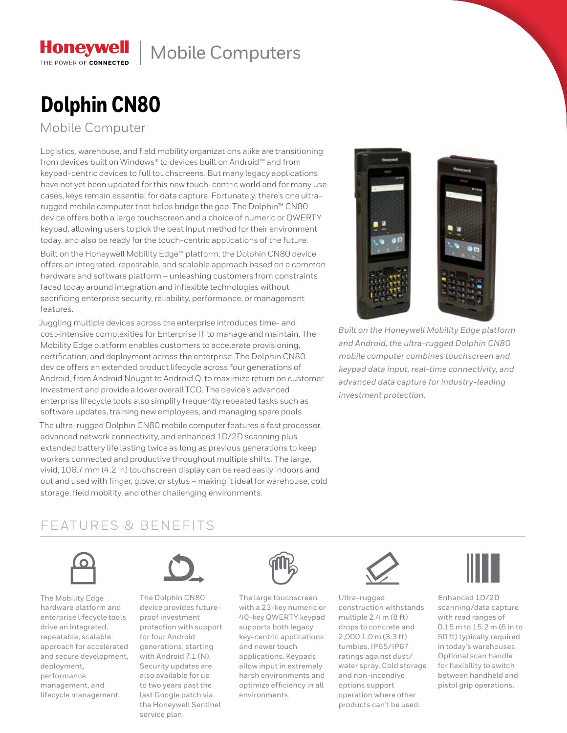Honeywell | Mobile Computers

THE POWER OF CONNECTED

# Dolphin CN80

Mobile Computer

Logistics, warehouse, and field mobility organizations alike are transitioning from devices built on Windows® to devices built on Android™ and from keypad-centric devices to full touchscreens. But many legacy applications have not yet been updated for this new touch-centric world and for many use cases, keys remain essential for data capture. Fortunately, there's one ultra-rugged mobile computer that helps bridge the gap. The Dolphin™ CN80 device offers both a large touchscreen and a choice of numeric or QWERTY keypad, allowing users to pick the best input method for their environment today, and also be ready for the touch-centric applications of the future.

Built on the Honeywell Mobility Edge™ platform, the Dolphin CN80 device offers an integrated, repeatable, and scalable approach based on a common hardware and software platform – unleashing customers from constraints faced today around integration and inflexible technologies without sacrificing enterprise security, reliability, performance, or management features.

Juggling multiple devices across the enterprise introduces time- and cost-intensive complexities for Enterprise IT to manage and maintain. The Mobility Edge platform enables customers to accelerate provisioning, certification, and deployment across the enterprise. The Dolphin CN80 device offers an extended product lifecycle across four generations of Android, from Android Nougat to Android Q, to maximize return on customer investment and provide a lower overall TCO. The device's advanced enterprise lifecycle tools also simplify frequently repeated tasks such as software updates, training new employees, and managing spare pools.

The ultra-rugged Dolphin CN80 mobile computer features a fast processor, advanced network connectivity, and enhanced 1D/2D scanning plus extended battery life lasting twice as long as previous generations to keep workers connected and productive throughout multiple shifts. The large, vivid, 106.7 mm (4.2 in) touchscreen display can be read easily indoors and out and used with finger, glove, or stylus – making it ideal for warehouse, cold storage, field mobility, and other challenging environments.

*Built on the Honeywell Mobility Edge platform and Android, the ultra-rugged Dolphin CN80 mobile computer combines touchscreen and keypad data input, real-time connectivity, and advanced data capture for industry-leading investment protection.*

## FEATURES & BENEFITS

The Mobility Edge hardware platform and enterprise lifecycle tools drive an integrated, repeatable, scalable approach for accelerated and secure development, deployment, performance management, and lifecycle management.

The Dolphin CN80 device provides future-proof investment protection with support for four Android generations, starting with Android 7.1 (N). Security updates are also available for up to two years past the last Google patch via the Honeywell Sentinel service plan.

The large touchscreen with a 23-key numeric or 40-key QWERTY keypad supports both legacy key-centric applications and newer touch applications. Keypads allow input in extremely harsh environments and optimize efficiency in all environments.

Ultra-rugged construction withstands multiple 2.4 m (8 ft) drops to concrete and 2,000 1.0 m (3.3 ft) tumbles. IP65/IP67 ratings against dust/water spray. Cold storage and non-incendive options support operation where other products can't be used.

Enhanced 1D/2D scanning/data capture with read ranges of 0.15 m to 15.2 m (6 in to 50 ft) typically required in today's warehouses. Optional scan handle for flexibility to switch between handheld and pistol grip operations.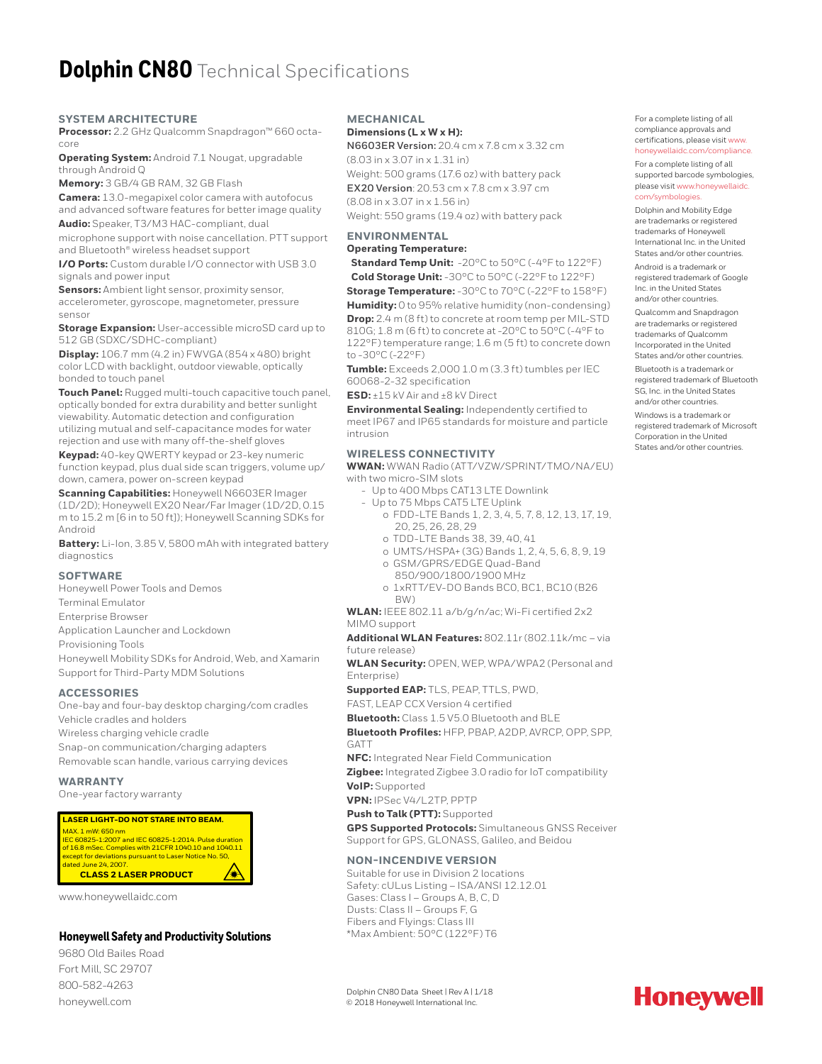# **Dolphin CN80** Technical Specifications

## SYSTEM ARCHITECTURE

**Processor:** 2.2 GHz Qualcomm Snapdragon™ 660 octa-core

**Operating System:** Android 7.1 Nougat, upgradable through Android Q

**Memory:** 3 GB/4 GB RAM, 32 GB Flash

**Camera:** 13.0-megapixel color camera with autofocus and advanced software features for better image quality

**Audio:** Speaker, T3/M3 HAC-compliant, dual microphone support with noise cancellation. PTT support and Bluetooth® wireless headset support

**I/O Ports:** Custom durable I/O connector with USB 3.0 signals and power input

**Sensors:** Ambient light sensor, proximity sensor, accelerometer, gyroscope, magnetometer, pressure sensor

**Storage Expansion:** User-accessible microSD card up to 512 GB (SDXC/SDHC-compliant)

**Display:** 106.7 mm (4.2 in) FWVGA (854 x 480) bright color LCD with backlight, outdoor viewable, optically bonded to touch panel

**Touch Panel:** Rugged multi-touch capacitive touch panel, optically bonded for extra durability and better sunlight viewability. Automatic detection and configuration utilizing mutual and self-capacitance modes for water rejection and use with many off-the-shelf gloves

**Keypad:** 40-key QWERTY keypad or 23-key numeric function keypad, plus dual side scan triggers, volume up/down, camera, power on-screen keypad

**Scanning Capabilities:** Honeywell N6603ER Imager (1D/2D); Honeywell EX20 Near/Far Imager (1D/2D, 0.15 m to 15.2 m [6 in to 50 ft]); Honeywell Scanning SDKs for Android

**Battery:** Li-Ion, 3.85 V, 5800 mAh with integrated battery diagnostics

## SOFTWARE

Honeywell Power Tools and Demos
Terminal Emulator
Enterprise Browser
Application Launcher and Lockdown
Provisioning Tools
Honeywell Mobility SDKs for Android, Web, and Xamarin
Support for Third-Party MDM Solutions

## ACCESSORIES

One-bay and four-bay desktop charging/com cradles
Vehicle cradles and holders
Wireless charging vehicle cradle
Snap-on communication/charging adapters
Removable scan handle, various carrying devices

## WARRANTY

One-year factory warranty

**LASER LIGHT-DO NOT STARE INTO BEAM.**
MAX. 1 mW: 650 nm
IEC 60825-1:2007 and IEC 60825-1:2014. Pulse duration of 16.8 mSec. Complies with 21CFR 1040.10 and 1040.11 except for deviations pursuant to Laser Notice No. 50, dated June 24, 2007.
**CLASS 2 LASER PRODUCT**

www.honeywellaidc.com

## MECHANICAL

**Dimensions (L x W x H):**

**N6603ER Version:** 20.4 cm x 7.8 cm x 3.32 cm (8.03 in x 3.07 in x 1.31 in)
Weight: 500 grams (17.6 oz) with battery pack

**EX20 Version**: 20.53 cm x 7.8 cm x 3.97 cm (8.08 in x 3.07 in x 1.56 in)
Weight: 550 grams (19.4 oz) with battery pack

## ENVIRONMENTAL

**Operating Temperature:**

**Standard Temp Unit:** -20°C to 50°C (-4°F to 122°F)
**Cold Storage Unit:** -30°C to 50°C (-22°F to 122°F)

**Storage Temperature:** -30°C to 70°C (-22°F to 158°F)

**Humidity:** 0 to 95% relative humidity (non-condensing)

**Drop:** 2.4 m (8 ft) to concrete at room temp per MIL-STD 810G; 1.8 m (6 ft) to concrete at -20°C to 50°C (-4°F to 122°F) temperature range; 1.6 m (5 ft) to concrete down to -30°C (-22°F)

**Tumble:** Exceeds 2,000 1.0 m (3.3 ft) tumbles per IEC 60068-2-32 specification

**ESD:** ±15 kV Air and ±8 kV Direct

**Environmental Sealing:** Independently certified to meet IP67 and IP65 standards for moisture and particle intrusion

## WIRELESS CONNECTIVITY

**WWAN:** WWAN Radio (ATT/VZW/SPRINT/TMO/NA/EU) with two micro-SIM slots

- Up to 400 Mbps CAT13 LTE Downlink
- Up to 75 Mbps CAT5 LTE Uplink
  - FDD-LTE Bands 1, 2, 3, 4, 5, 7, 8, 12, 13, 17, 19, 20, 25, 26, 28, 29
  - TDD-LTE Bands 38, 39, 40, 41
  - UMTS/HSPA+ (3G) Bands 1, 2, 4, 5, 6, 8, 9, 19
  - GSM/GPRS/EDGE Quad-Band 850/900/1800/1900 MHz
  - 1xRTT/EV-DO Bands BC0, BC1, BC10 (B26 BW)

**WLAN:** IEEE 802.11 a/b/g/n/ac; Wi-Fi certified 2x2 MIMO support

**Additional WLAN Features:** 802.11r (802.11k/mc – via future release)

**WLAN Security:** OPEN, WEP, WPA/WPA2 (Personal and Enterprise)

**Supported EAP:** TLS, PEAP, TTLS, PWD, FAST, LEAP CCX Version 4 certified

**Bluetooth:** Class 1.5 V5.0 Bluetooth and BLE

**Bluetooth Profiles:** HFP, PBAP, A2DP, AVRCP, OPP, SPP, GATT

**NFC:** Integrated Near Field Communication

**Zigbee:** Integrated Zigbee 3.0 radio for IoT compatibility

**VoIP:** Supported

**VPN:** IPSec V4/L2TP, PPTP

**Push to Talk (PTT):** Supported

**GPS Supported Protocols:** Simultaneous GNSS Receiver Support for GPS, GLONASS, Galileo, and Beidou

## NON-INCENDIVE VERSION

Suitable for use in Division 2 locations
Safety: cULus Listing – ISA/ANSI 12.12.01
Gases: Class I – Groups A, B, C, D
Dusts: Class II – Groups F, G
Fibers and Flyings: Class III
*Max Ambient: 50°C (122°F) T6

For a complete listing of all compliance approvals and certifications, please visit www.honeywellaidc.com/compliance.

For a complete listing of all supported barcode symbologies, please visit www.honeywellaidc.com/symbologies.

Dolphin and Mobility Edge are trademarks or registered trademarks of Honeywell International Inc. in the United States and/or other countries.

Android is a trademark or registered trademark of Google Inc. in the United States and/or other countries.

Qualcomm and Snapdragon are trademarks or registered trademarks of Qualcomm Incorporated in the United States and/or other countries.

Bluetooth is a trademark or registered trademark of Bluetooth SG, Inc. in the United States and/or other countries.

Windows is a trademark or registered trademark of Microsoft Corporation in the United States and/or other countries.

### Honeywell Safety and Productivity Solutions

9680 Old Bailes Road
Fort Mill, SC 29707
800-582-4263
honeywell.com

Dolphin CN80 Data Sheet | Rev A | 1/18
© 2018 Honeywell International Inc.

**Honeywell**